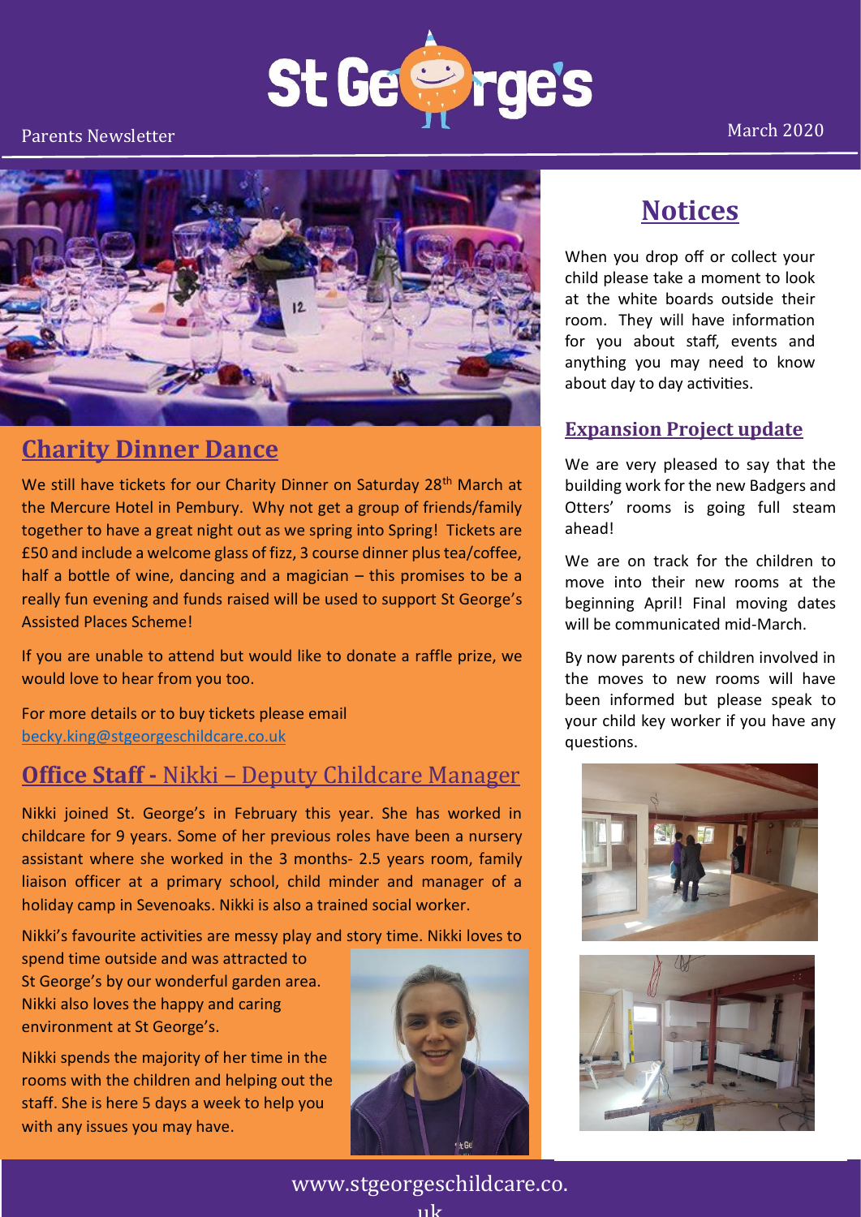# St George's

Parents Newsletter

March 2020

## Charity Dinner Dance

We still have tickets for our Charity Dinner on Saturday 28th March at the Mercure Hotel in Pembury. Why not get a group of friends/family together to have a great night out as we spring into Spring! Tickets are £50 and include a welcome glass of fizz, 3 course dinner plus tea/coffee, half a bottle of wine, dancing and a magician – this promises to be a really fun evening and funds raised will be used to support St George's Assisted Places Scheme!

If you are unable to attend but would like to donate a raffle prize, we would love to hear from you too.

For more details or to buy tickets please email
becky.king@stgeorgeschildcare.co.uk

## Office Staff - Nikki – Deputy Childcare Manager

Nikki joined St. George's in February this year. She has worked in childcare for 9 years. Some of her previous roles have been a nursery assistant where she worked in the 3 months- 2.5 years room, family liaison officer at a primary school, child minder and manager of a holiday camp in Sevenoaks. Nikki is also a trained social worker.

Nikki's favourite activities are messy play and story time. Nikki loves to spend time outside and was attracted to St George's by our wonderful garden area. Nikki also loves the happy and caring environment at St George's.

Nikki spends the majority of her time in the rooms with the children and helping out the staff. She is here 5 days a week to help you with any issues you may have.

## Notices

When you drop off or collect your child please take a moment to look at the white boards outside their room. They will have information for you about staff, events and anything you may need to know about day to day activities.

### Expansion Project update

We are very pleased to say that the building work for the new Badgers and Otters' rooms is going full steam ahead!

We are on track for the children to move into their new rooms at the beginning April! Final moving dates will be communicated mid-March.

By now parents of children involved in the moves to new rooms will have been informed but please speak to your child key worker if you have any questions.

www.stgeorgeschildcare.co.uk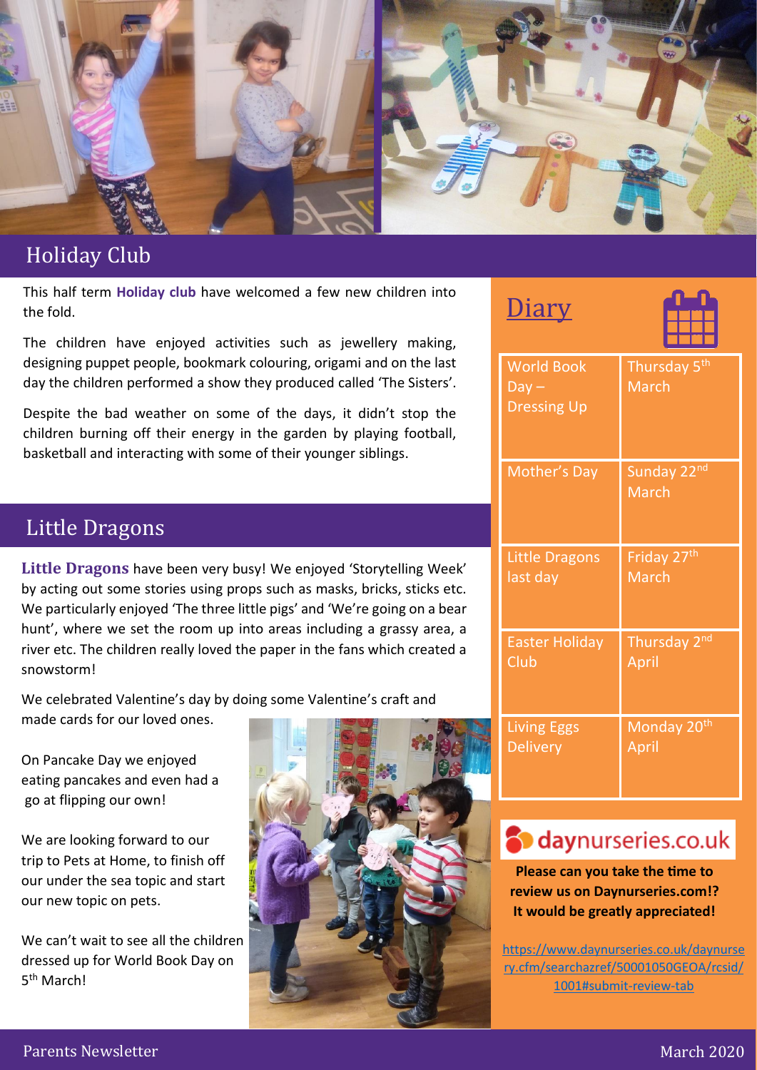## Holiday Club

This half term **Holiday club** have welcomed a few new children into the fold.

The children have enjoyed activities such as jewellery making, designing puppet people, bookmark colouring, origami and on the last day the children performed a show they produced called 'The Sisters'.

Despite the bad weather on some of the days, it didn't stop the children burning off their energy in the garden by playing football, basketball and interacting with some of their younger siblings.

## Little Dragons

**Little Dragons** have been very busy! We enjoyed 'Storytelling Week' by acting out some stories using props such as masks, bricks, sticks etc. We particularly enjoyed 'The three little pigs' and 'We're going on a bear hunt', where we set the room up into areas including a grassy area, a river etc. The children really loved the paper in the fans which created a snowstorm!

We celebrated Valentine's day by doing some Valentine's craft and made cards for our loved ones.

On Pancake Day we enjoyed eating pancakes and even had a go at flipping our own!

We are looking forward to our trip to Pets at Home, to finish off our under the sea topic and start our new topic on pets.

We can't wait to see all the children dressed up for World Book Day on 5th March!

## Diary

| Event | Date |
| --- | --- |
| World Book Day – Dressing Up | Thursday 5th March |
| Mother's Day | Sunday 22nd March |
| Little Dragons last day | Friday 27th March |
| Easter Holiday Club | Thursday 2nd April |
| Living Eggs Delivery | Monday 20th April |

daynurseries.co.uk

**Please can you take the time to review us on Daynurseries.com!? It would be greatly appreciated!**

https://www.daynurseries.co.uk/daynursery.cfm/searchazref/50001050GEOA/rcsid/1001#submit-review-tab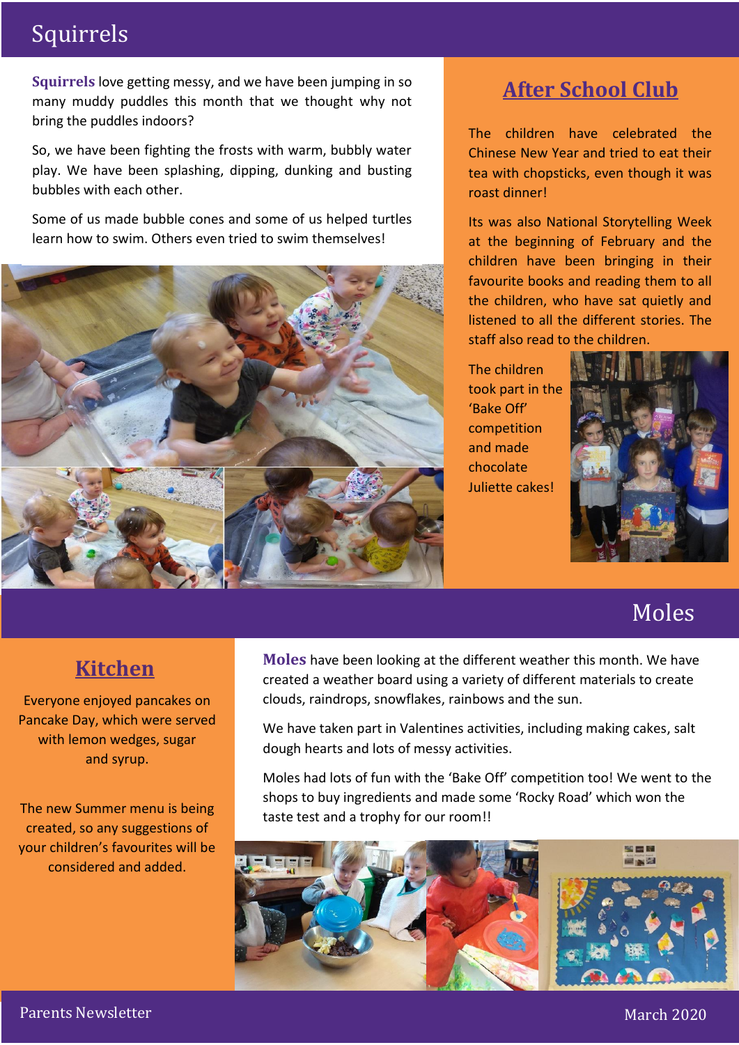## Squirrels

**Squirrels** love getting messy, and we have been jumping in so many muddy puddles this month that we thought why not bring the puddles indoors?

So, we have been fighting the frosts with warm, bubbly water play. We have been splashing, dipping, dunking and busting bubbles with each other.

Some of us made bubble cones and some of us helped turtles learn how to swim. Others even tried to swim themselves!

## After School Club

The children have celebrated the Chinese New Year and tried to eat their tea with chopsticks, even though it was roast dinner!

Its was also National Storytelling Week at the beginning of February and the children have been bringing in their favourite books and reading them to all the children, who have sat quietly and listened to all the different stories. The staff also read to the children.

The children took part in the 'Bake Off' competition and made chocolate Juliette cakes!

## Moles

**Moles** have been looking at the different weather this month. We have created a weather board using a variety of different materials to create clouds, raindrops, snowflakes, rainbows and the sun.

We have taken part in Valentines activities, including making cakes, salt dough hearts and lots of messy activities.

Moles had lots of fun with the 'Bake Off' competition too! We went to the shops to buy ingredients and made some 'Rocky Road' which won the taste test and a trophy for our room!!

## Kitchen

Everyone enjoyed pancakes on Pancake Day, which were served with lemon wedges, sugar and syrup.

The new Summer menu is being created, so any suggestions of your children's favourites will be considered and added.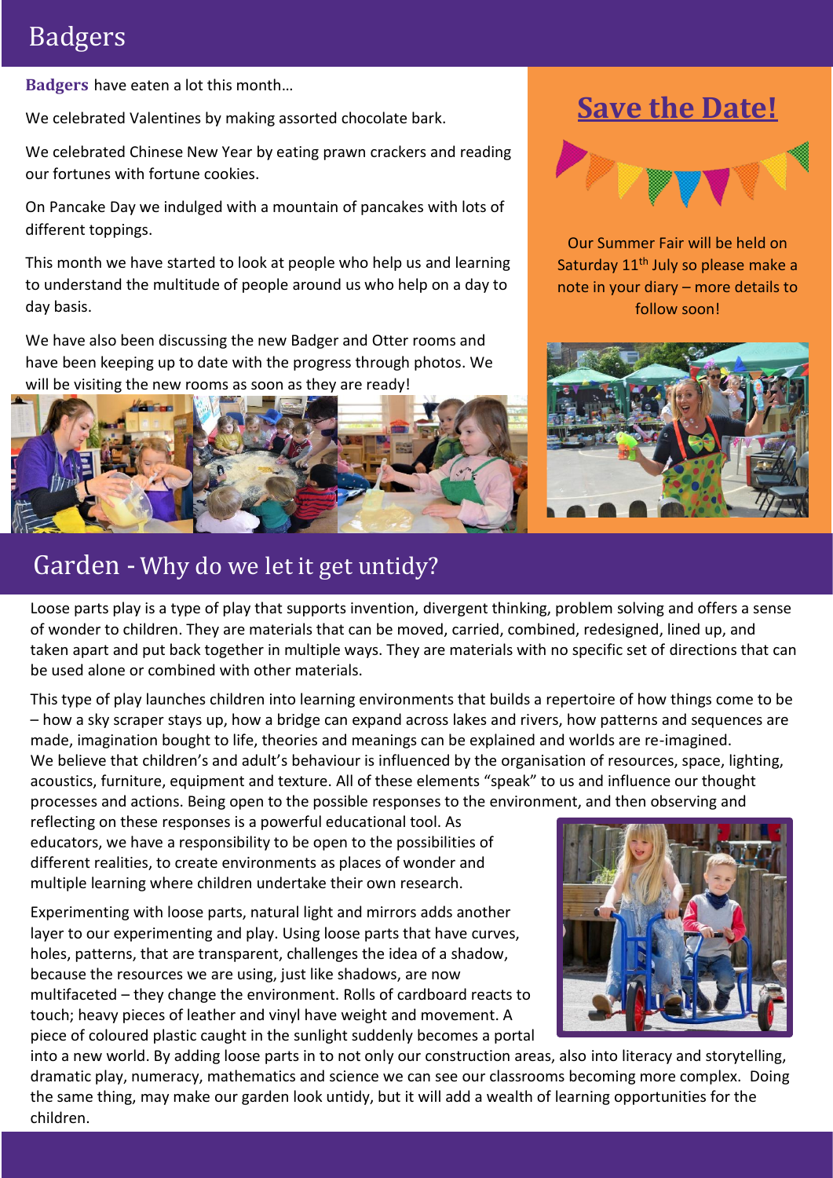# Badgers

**Badgers** have eaten a lot this month…

We celebrated Valentines by making assorted chocolate bark.

We celebrated Chinese New Year by eating prawn crackers and reading our fortunes with fortune cookies.

On Pancake Day we indulged with a mountain of pancakes with lots of different toppings.

This month we have started to look at people who help us and learning to understand the multitude of people around us who help on a day to day basis.

We have also been discussing the new Badger and Otter rooms and have been keeping up to date with the progress through photos. We will be visiting the new rooms as soon as they are ready!

## Save the Date!

Our Summer Fair will be held on Saturday 11th July so please make a note in your diary – more details to follow soon!

# Garden - Why do we let it get untidy?

Loose parts play is a type of play that supports invention, divergent thinking, problem solving and offers a sense of wonder to children. They are materials that can be moved, carried, combined, redesigned, lined up, and taken apart and put back together in multiple ways. They are materials with no specific set of directions that can be used alone or combined with other materials.

This type of play launches children into learning environments that builds a repertoire of how things come to be – how a sky scraper stays up, how a bridge can expand across lakes and rivers, how patterns and sequences are made, imagination bought to life, theories and meanings can be explained and worlds are re-imagined. We believe that children's and adult's behaviour is influenced by the organisation of resources, space, lighting, acoustics, furniture, equipment and texture. All of these elements "speak" to us and influence our thought processes and actions. Being open to the possible responses to the environment, and then observing and reflecting on these responses is a powerful educational tool. As educators, we have a responsibility to be open to the possibilities of different realities, to create environments as places of wonder and multiple learning where children undertake their own research.

Experimenting with loose parts, natural light and mirrors adds another layer to our experimenting and play. Using loose parts that have curves, holes, patterns, that are transparent, challenges the idea of a shadow, because the resources we are using, just like shadows, are now multifaceted – they change the environment. Rolls of cardboard reacts to touch; heavy pieces of leather and vinyl have weight and movement. A piece of coloured plastic caught in the sunlight suddenly becomes a portal into a new world. By adding loose parts in to not only our construction areas, also into literacy and storytelling, dramatic play, numeracy, mathematics and science we can see our classrooms becoming more complex. Doing the same thing, may make our garden look untidy, but it will add a wealth of learning opportunities for the children.